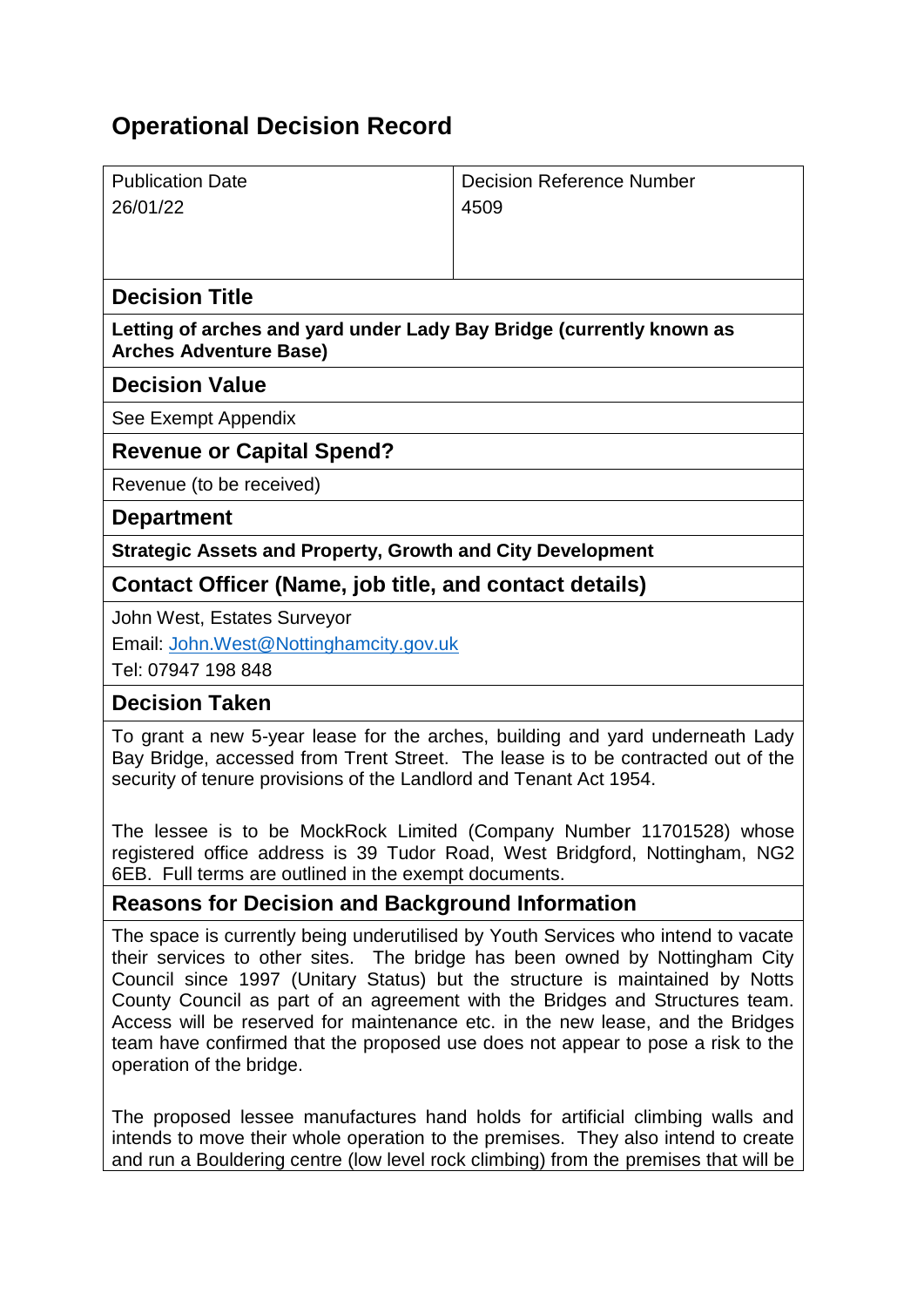# Operational Decision Record

| Publication Date | Decision Reference Number |
|---|---|
| 26/01/22 | 4509 |

## Decision Title

**Letting of arches and yard under Lady Bay Bridge (currently known as Arches Adventure Base)**

## Decision Value

See Exempt Appendix

## Revenue or Capital Spend?

Revenue (to be received)

## Department

**Strategic Assets and Property, Growth and City Development**

## Contact Officer (Name, job title, and contact details)

John West, Estates Surveyor

Email: John.West@Nottinghamcity.gov.uk

Tel: 07947 198 848

## Decision Taken

To grant a new 5-year lease for the arches, building and yard underneath Lady Bay Bridge, accessed from Trent Street. The lease is to be contracted out of the security of tenure provisions of the Landlord and Tenant Act 1954.

The lessee is to be MockRock Limited (Company Number 11701528) whose registered office address is 39 Tudor Road, West Bridgford, Nottingham, NG2 6EB. Full terms are outlined in the exempt documents.

## Reasons for Decision and Background Information

The space is currently being underutilised by Youth Services who intend to vacate their services to other sites. The bridge has been owned by Nottingham City Council since 1997 (Unitary Status) but the structure is maintained by Notts County Council as part of an agreement with the Bridges and Structures team. Access will be reserved for maintenance etc. in the new lease, and the Bridges team have confirmed that the proposed use does not appear to pose a risk to the operation of the bridge.

The proposed lessee manufactures hand holds for artificial climbing walls and intends to move their whole operation to the premises. They also intend to create and run a Bouldering centre (low level rock climbing) from the premises that will be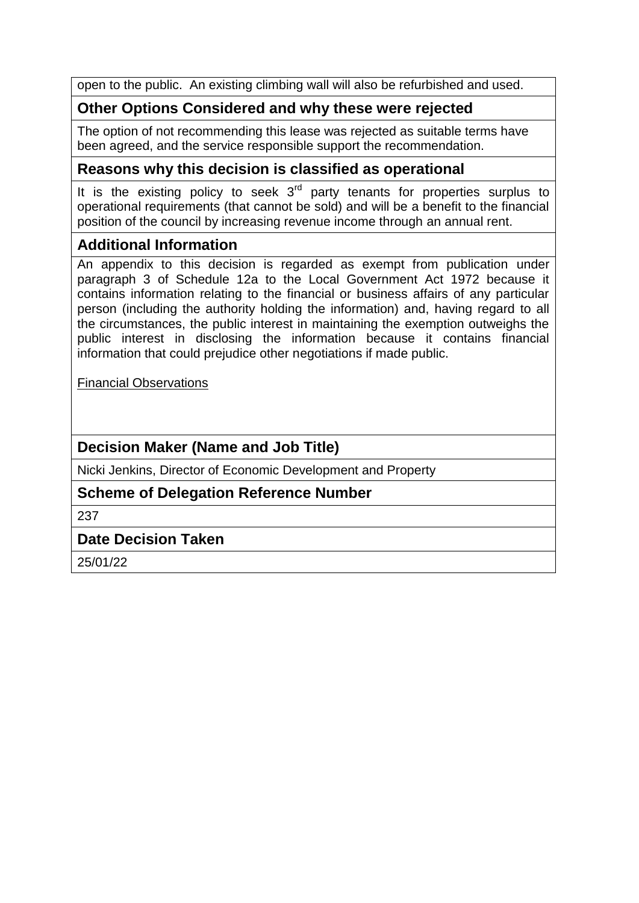open to the public. An existing climbing wall will also be refurbished and used.

## Other Options Considered and why these were rejected

The option of not recommending this lease was rejected as suitable terms have been agreed, and the service responsible support the recommendation.

## Reasons why this decision is classified as operational

It is the existing policy to seek 3rd party tenants for properties surplus to operational requirements (that cannot be sold) and will be a benefit to the financial position of the council by increasing revenue income through an annual rent.

## Additional Information

An appendix to this decision is regarded as exempt from publication under paragraph 3 of Schedule 12a to the Local Government Act 1972 because it contains information relating to the financial or business affairs of any particular person (including the authority holding the information) and, having regard to all the circumstances, the public interest in maintaining the exemption outweighs the public interest in disclosing the information because it contains financial information that could prejudice other negotiations if made public.

Financial Observations

## Decision Maker (Name and Job Title)

Nicki Jenkins, Director of Economic Development and Property

## Scheme of Delegation Reference Number

237

## Date Decision Taken

25/01/22